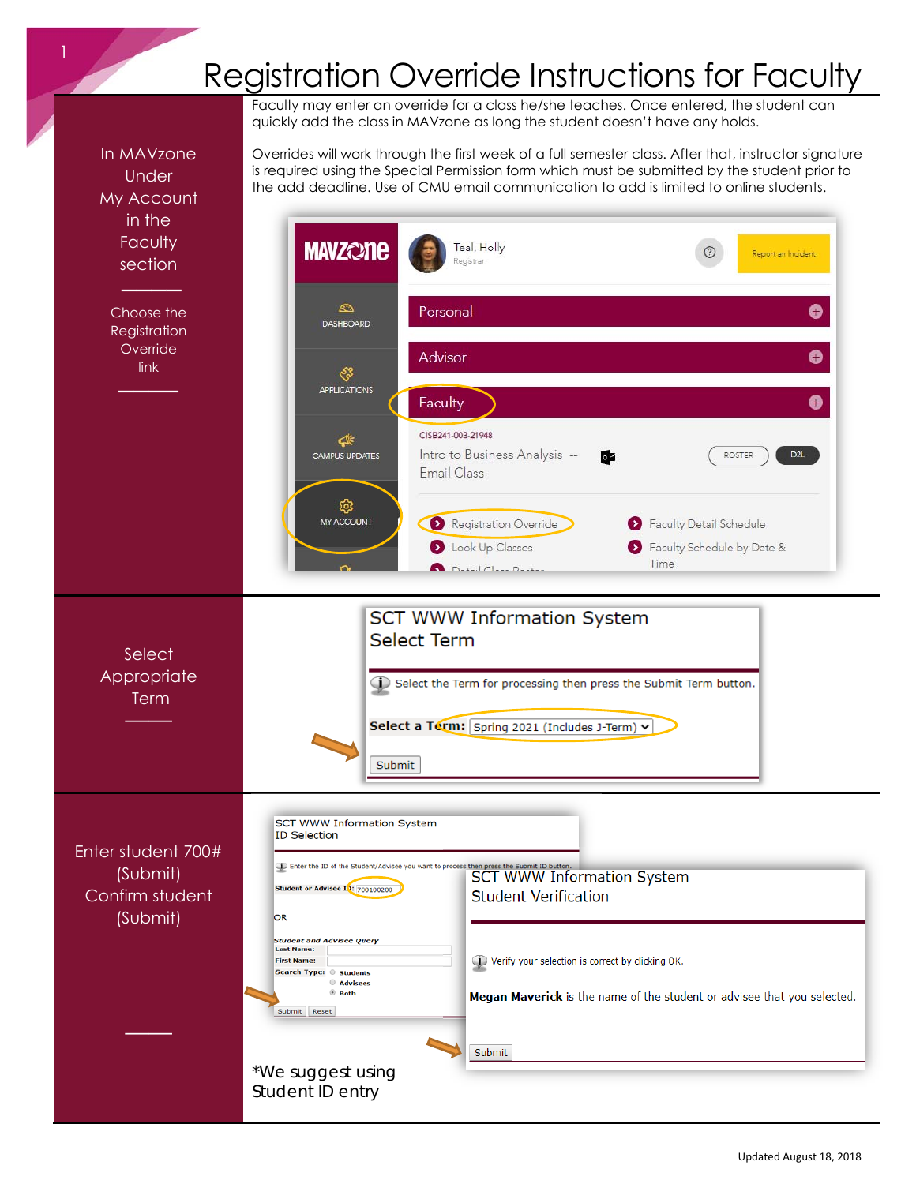# Registration Override Instructions for Faculty

Faculty may enter an override for a class he/she teaches. Once entered, the student can quickly add the class in MAVzone as long the student doesn't have any holds.

Overrides will work through the first week of a full semester class. After that, instructor signature is required using the Special Permission form which must be submitted by the student prior to the add deadline. Use of CMU email communication to add is limited to online students.

In MAVzone Under My Account in the Faculty section

Choose the Registration Override link

Select Appropriate Term

Enter student 700# (Submit) Confirm student (Submit)

*We suggest using Student ID entry

Updated August 18, 2018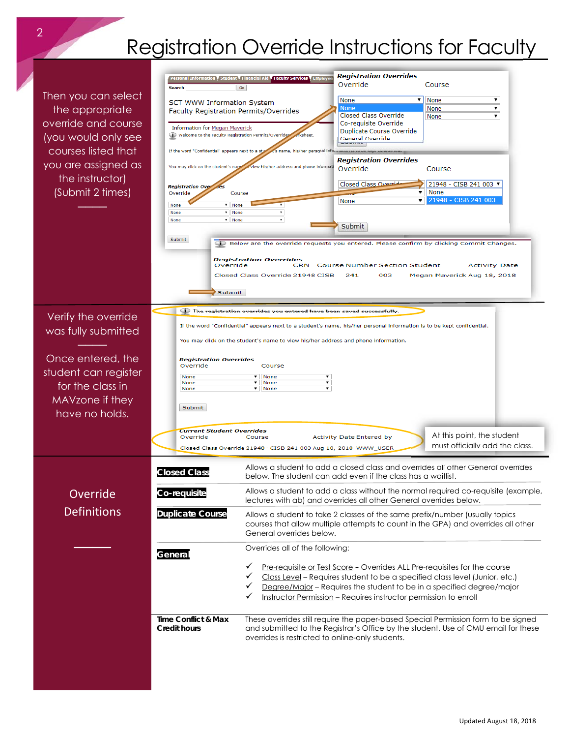# Registration Override Instructions for Faculty

Then you can select the appropriate override and course (you would only see courses listed that you are assigned as the instructor) (Submit 2 times)

Personal Information | Student | Financial Aid | Faculty Services | Employee

Search | Go

SCT WWW Information System
Faculty Registration Permits/Overrides

Information for Megan Maverick
Welcome to the Faculty Registration Permits/Overrides Worksheet.

If the word "Confidential" appears next to a student's name, his/her personal information is to be kept confidential.

You may click on the student's name to view his/her address and phone information.

**Registration Overrides**
Override | Course

None | None
None | None
None | None

Submit

**Registration Overrides**
Override | Course

None | None
None | None
Closed Class Override | None
Co-requisite Override
Duplicate Course Override
General Override

**Registration Overrides**
Override | Course

Closed Class Override | 21948 - CISB 241 003
None | None
None | 21948 - CISB 241 003

Submit

Below are the override requests you entered. Please confirm by clicking Commit Changes.

**Registration Overrides**

| Override | CRN | Course Number | Section | Student | Activity Date |
|---|---|---|---|---|---|
| Closed Class Override | 21948 | CISB 241 | 003 | Megan Maverick | Aug 18, 2018 |

Submit

Verify the override was fully submitted

Once entered, the student can register for the class in MAVzone if they have no holds.

The registration overrides you entered have been saved successfully.

If the word "Confidential" appears next to a student's name, his/her personal information is to be kept confidential.

You may click on the student's name to view his/her address and phone information.

**Registration Overrides**
Override | Course

None | None
None | None
None | None

Submit

**Current Student Overrides**

| Override | Course | Activity Date | Entered by |
|---|---|---|---|
| Closed Class Override | 21948 - CISB 241 003 | Aug 18, 2018 | WWW_USER |

At this point, the student must officially add the class.

## Override Definitions

**Closed Class** — Allows a student to add a closed class and overrides all other General overrides below. The student can add even if the class has a waitlist.

**Co-requisite** — Allows a student to add a class without the normal required co-requisite (example, lectures with ab) and overrides all other General overrides below.

**Duplicate Course** — Allows a student to take 2 classes of the same prefix/number (usually topics courses that allow multiple attempts to count in the GPA) and overrides all other General overrides below.

**General** — Overrides all of the following:

- ✓ Pre-requisite or Test Score – Overrides ALL Pre-requisites for the course
- ✓ Class Level – Requires student to be a specified class level (Junior, etc.)
- ✓ Degree/Major – Requires the student to be in a specified degree/major
- ✓ Instructor Permission – Requires instructor permission to enroll

**Time Conflict & Max Credit hours** — These overrides still require the paper-based Special Permission form to be signed and submitted to the Registrar's Office by the student. Use of CMU email for these overrides is restricted to online-only students.

Updated August 18, 2018